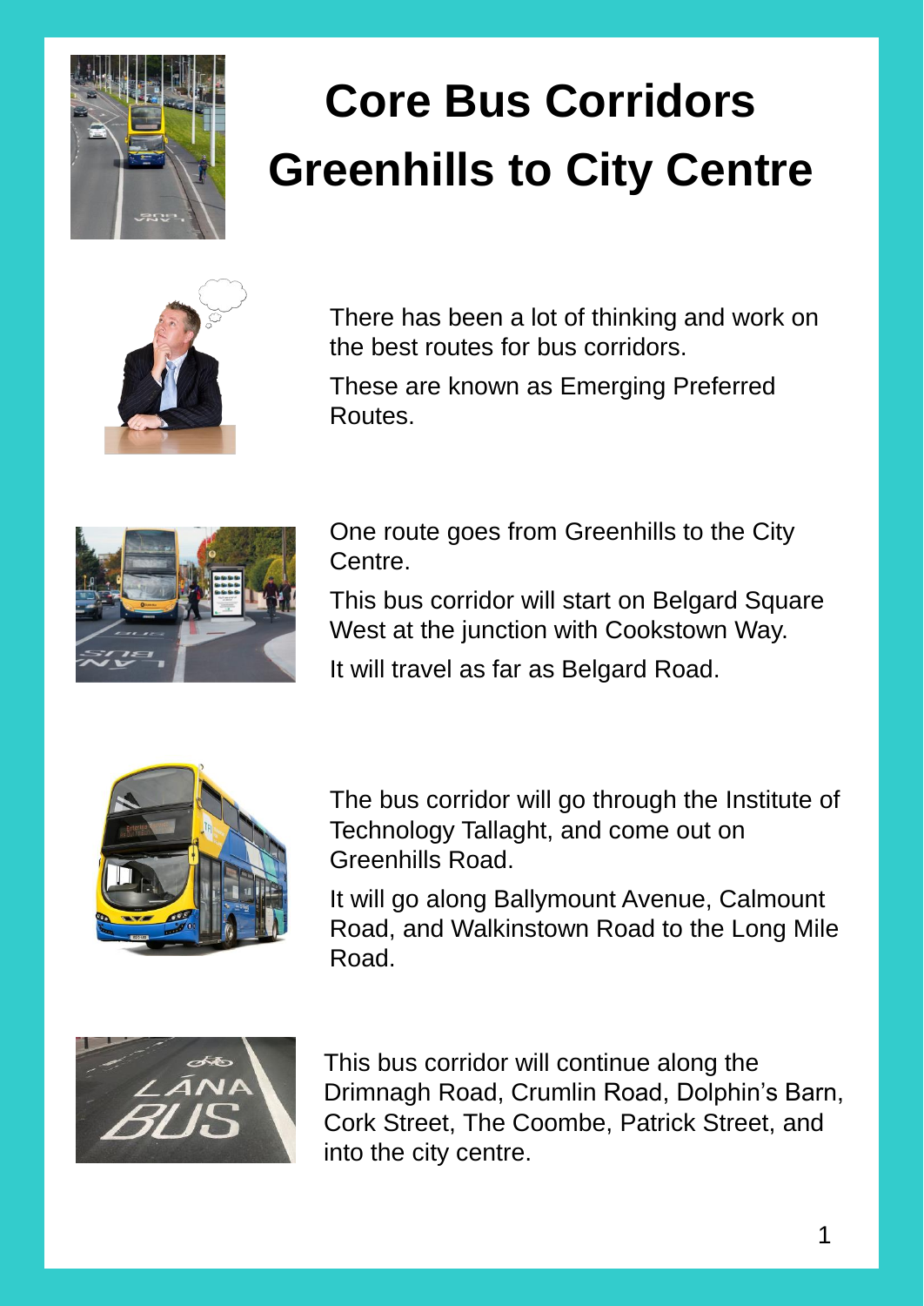# Core Bus Corridors Greenhills to City Centre

There has been a lot of thinking and work on the best routes for bus corridors.

These are known as Emerging Preferred Routes.

One route goes from Greenhills to the City Centre.

This bus corridor will start on Belgard Square West at the junction with Cookstown Way.

It will travel as far as Belgard Road.

The bus corridor will go through the Institute of Technology Tallaght, and come out on Greenhills Road.

It will go along Ballymount Avenue, Calmount Road, and Walkinstown Road to the Long Mile Road.

This bus corridor will continue along the Drimnagh Road, Crumlin Road, Dolphin's Barn, Cork Street, The Coombe, Patrick Street, and into the city centre.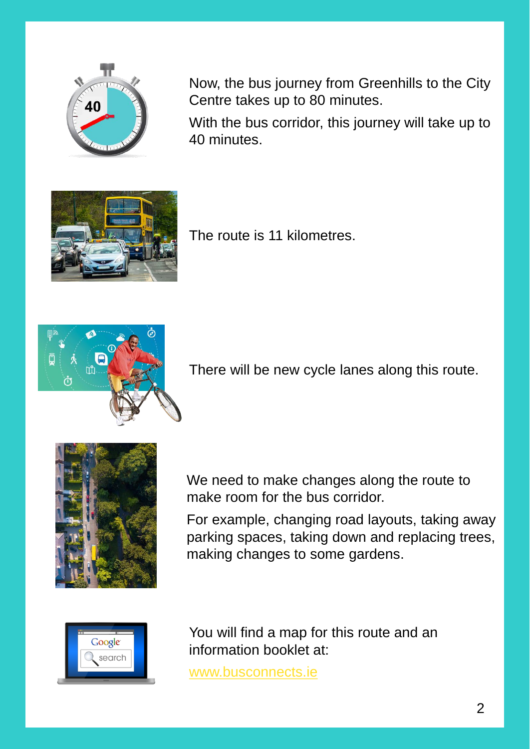Now, the bus journey from Greenhills to the City Centre takes up to 80 minutes.

With the bus corridor, this journey will take up to 40 minutes.

The route is 11 kilometres.

There will be new cycle lanes along this route.

We need to make changes along the route to make room for the bus corridor.

For example, changing road layouts, taking away parking spaces, taking down and replacing trees, making changes to some gardens.

You will find a map for this route and an information booklet at:

www.busconnects.ie